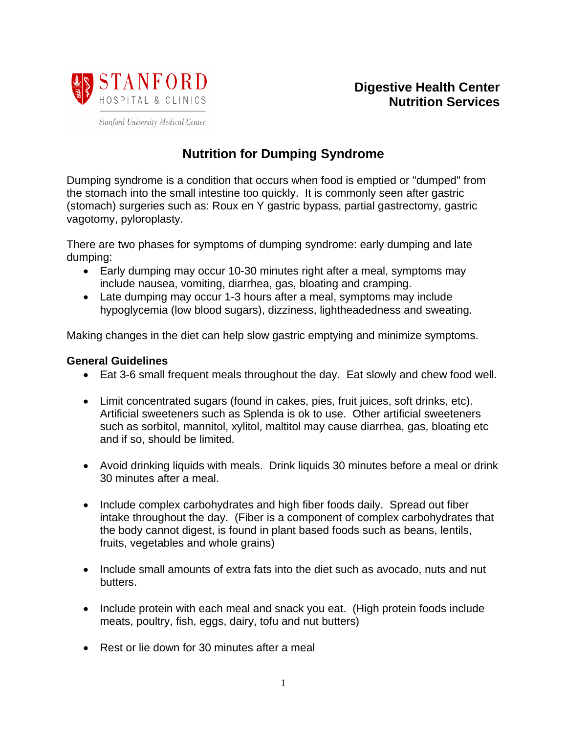STANFORD HOSPITAL & CLINICS

Stanford University Medical Center

**Digestive Health Center**
**Nutrition Services**

# Nutrition for Dumping Syndrome

Dumping syndrome is a condition that occurs when food is emptied or "dumped" from the stomach into the small intestine too quickly. It is commonly seen after gastric (stomach) surgeries such as: Roux en Y gastric bypass, partial gastrectomy, gastric vagotomy, pyloroplasty.

There are two phases for symptoms of dumping syndrome: early dumping and late dumping:

- Early dumping may occur 10-30 minutes right after a meal, symptoms may include nausea, vomiting, diarrhea, gas, bloating and cramping.
- Late dumping may occur 1-3 hours after a meal, symptoms may include hypoglycemia (low blood sugars), dizziness, lightheadedness and sweating.

Making changes in the diet can help slow gastric emptying and minimize symptoms.

**General Guidelines**

- Eat 3-6 small frequent meals throughout the day. Eat slowly and chew food well.
- Limit concentrated sugars (found in cakes, pies, fruit juices, soft drinks, etc). Artificial sweeteners such as Splenda is ok to use. Other artificial sweeteners such as sorbitol, mannitol, xylitol, maltitol may cause diarrhea, gas, bloating etc and if so, should be limited.
- Avoid drinking liquids with meals. Drink liquids 30 minutes before a meal or drink 30 minutes after a meal.
- Include complex carbohydrates and high fiber foods daily. Spread out fiber intake throughout the day. (Fiber is a component of complex carbohydrates that the body cannot digest, is found in plant based foods such as beans, lentils, fruits, vegetables and whole grains)
- Include small amounts of extra fats into the diet such as avocado, nuts and nut butters.
- Include protein with each meal and snack you eat. (High protein foods include meats, poultry, fish, eggs, dairy, tofu and nut butters)
- Rest or lie down for 30 minutes after a meal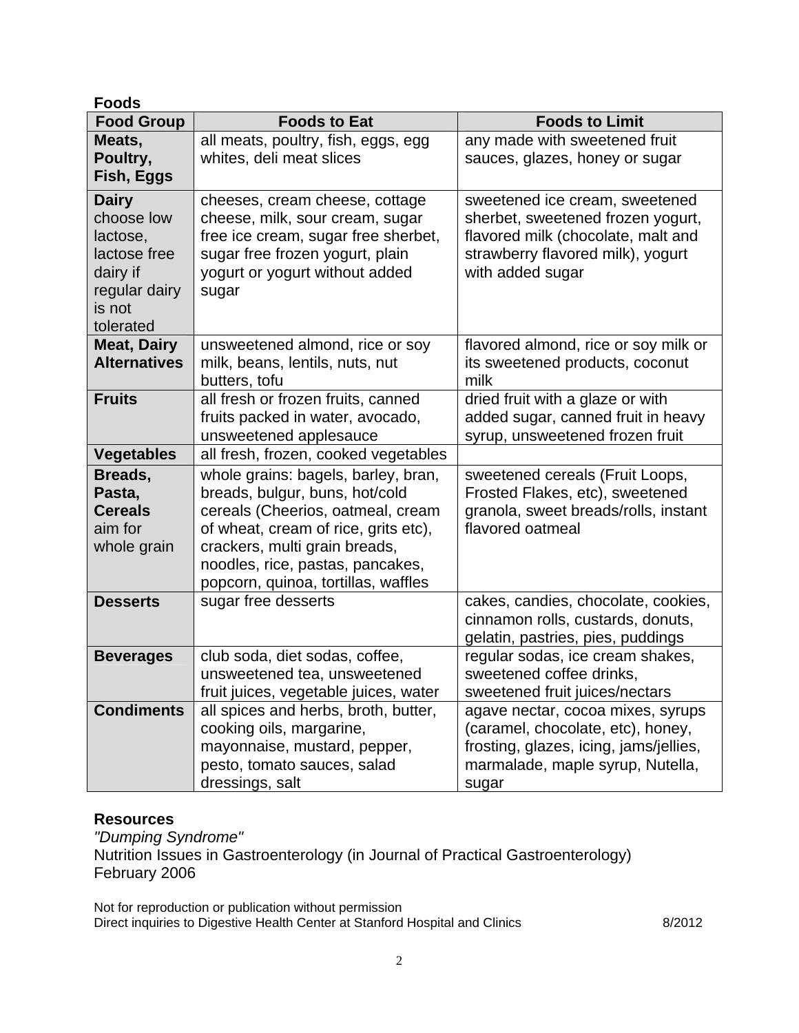**Foods**

| Food Group | Foods to Eat | Foods to Limit |
|---|---|---|
| **Meats, Poultry, Fish, Eggs** | all meats, poultry, fish, eggs, egg whites, deli meat slices | any made with sweetened fruit sauces, glazes, honey or sugar |
| **Dairy** choose low lactose, lactose free dairy if regular dairy is not tolerated | cheeses, cream cheese, cottage cheese, milk, sour cream, sugar free ice cream, sugar free sherbet, sugar free frozen yogurt, plain yogurt or yogurt without added sugar | sweetened ice cream, sweetened sherbet, sweetened frozen yogurt, flavored milk (chocolate, malt and strawberry flavored milk), yogurt with added sugar |
| **Meat, Dairy Alternatives** | unsweetened almond, rice or soy milk, beans, lentils, nuts, nut butters, tofu | flavored almond, rice or soy milk or its sweetened products, coconut milk |
| **Fruits** | all fresh or frozen fruits, canned fruits packed in water, avocado, unsweetened applesauce | dried fruit with a glaze or with added sugar, canned fruit in heavy syrup, unsweetened frozen fruit |
| **Vegetables** | all fresh, frozen, cooked vegetables | |
| **Breads, Pasta, Cereals** aim for whole grain | whole grains: bagels, barley, bran, breads, bulgur, buns, hot/cold cereals (Cheerios, oatmeal, cream of wheat, cream of rice, grits etc), crackers, multi grain breads, noodles, rice, pastas, pancakes, popcorn, quinoa, tortillas, waffles | sweetened cereals (Fruit Loops, Frosted Flakes, etc), sweetened granola, sweet breads/rolls, instant flavored oatmeal |
| **Desserts** | sugar free desserts | cakes, candies, chocolate, cookies, cinnamon rolls, custards, donuts, gelatin, pastries, pies, puddings |
| **Beverages** | club soda, diet sodas, coffee, unsweetened tea, unsweetened fruit juices, vegetable juices, water | regular sodas, ice cream shakes, sweetened coffee drinks, sweetened fruit juices/nectars |
| **Condiments** | all spices and herbs, broth, butter, cooking oils, margarine, mayonnaise, mustard, pepper, pesto, tomato sauces, salad dressings, salt | agave nectar, cocoa mixes, syrups (caramel, chocolate, etc), honey, frosting, glazes, icing, jams/jellies, marmalade, maple syrup, Nutella, sugar |

**Resources**

*"Dumping Syndrome"*
Nutrition Issues in Gastroenterology (in Journal of Practical Gastroenterology)
February 2006

Not for reproduction or publication without permission
Direct inquiries to Digestive Health Center at Stanford Hospital and Clinics 8/2012